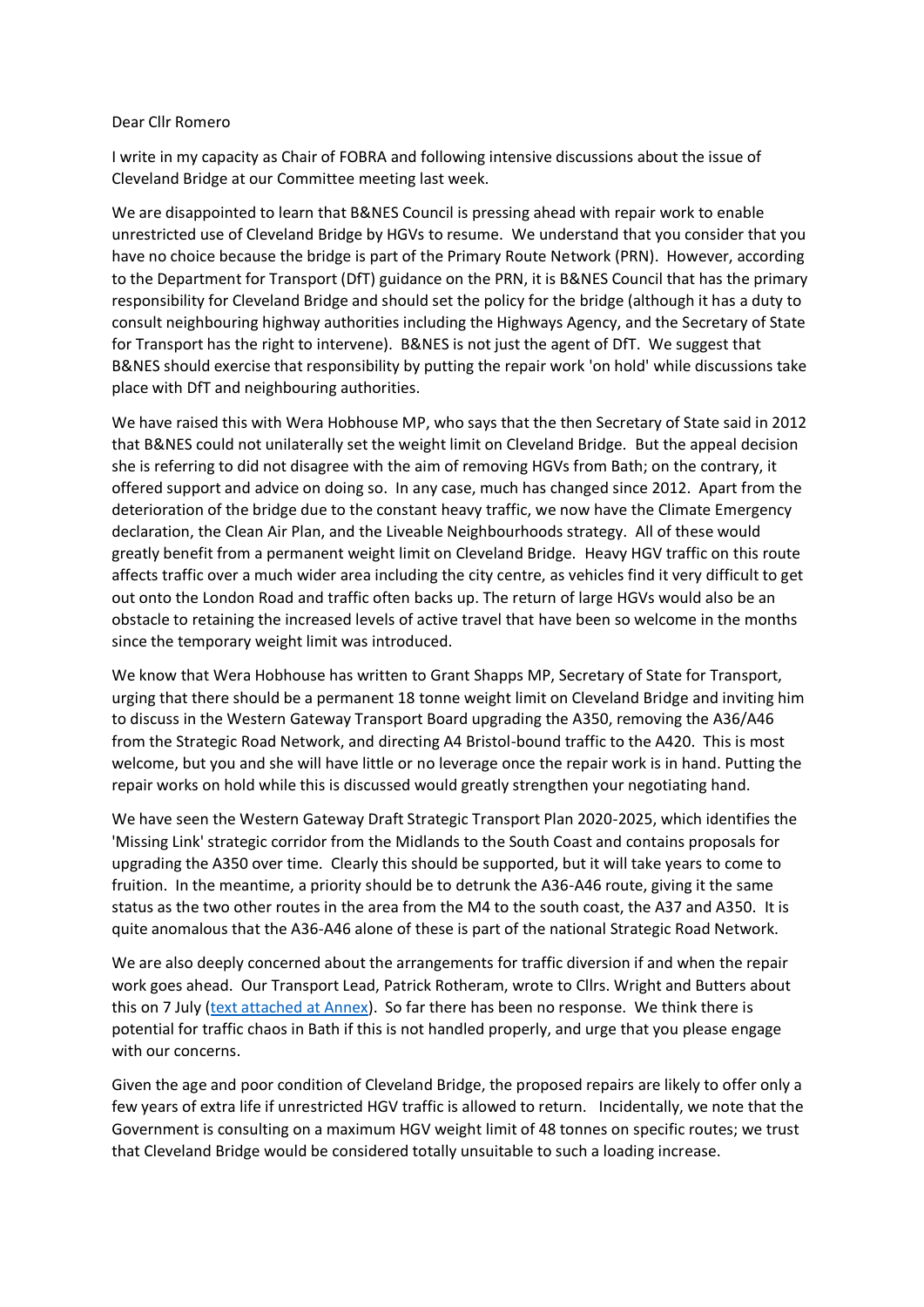Dear Cllr Romero

I write in my capacity as Chair of FOBRA and following intensive discussions about the issue of Cleveland Bridge at our Committee meeting last week.

We are disappointed to learn that B&NES Council is pressing ahead with repair work to enable unrestricted use of Cleveland Bridge by HGVs to resume. We understand that you consider that you have no choice because the bridge is part of the Primary Route Network (PRN). However, according to the Department for Transport (DfT) guidance on the PRN, it is B&NES Council that has the primary responsibility for Cleveland Bridge and should set the policy for the bridge (although it has a duty to consult neighbouring highway authorities including the Highways Agency, and the Secretary of State for Transport has the right to intervene). B&NES is not just the agent of DfT. We suggest that B&NES should exercise that responsibility by putting the repair work 'on hold' while discussions take place with DfT and neighbouring authorities.

We have raised this with Wera Hobhouse MP, who says that the then Secretary of State said in 2012 that B&NES could not unilaterally set the weight limit on Cleveland Bridge. But the appeal decision she is referring to did not disagree with the aim of removing HGVs from Bath; on the contrary, it offered support and advice on doing so. In any case, much has changed since 2012. Apart from the deterioration of the bridge due to the constant heavy traffic, we now have the Climate Emergency declaration, the Clean Air Plan, and the Liveable Neighbourhoods strategy. All of these would greatly benefit from a permanent weight limit on Cleveland Bridge. Heavy HGV traffic on this route affects traffic over a much wider area including the city centre, as vehicles find it very difficult to get out onto the London Road and traffic often backs up. The return of large HGVs would also be an obstacle to retaining the increased levels of active travel that have been so welcome in the months since the temporary weight limit was introduced.

We know that Wera Hobhouse has written to Grant Shapps MP, Secretary of State for Transport, urging that there should be a permanent 18 tonne weight limit on Cleveland Bridge and inviting him to discuss in the Western Gateway Transport Board upgrading the A350, removing the A36/A46 from the Strategic Road Network, and directing A4 Bristol-bound traffic to the A420. This is most welcome, but you and she will have little or no leverage once the repair work is in hand. Putting the repair works on hold while this is discussed would greatly strengthen your negotiating hand.

We have seen the Western Gateway Draft Strategic Transport Plan 2020-2025, which identifies the 'Missing Link' strategic corridor from the Midlands to the South Coast and contains proposals for upgrading the A350 over time. Clearly this should be supported, but it will take years to come to fruition. In the meantime, a priority should be to detrunk the A36-A46 route, giving it the same status as the two other routes in the area from the M4 to the south coast, the A37 and A350. It is quite anomalous that the A36-A46 alone of these is part of the national Strategic Road Network.

We are also deeply concerned about the arrangements for traffic diversion if and when the repair work goes ahead. Our Transport Lead, Patrick Rotheram, wrote to Cllrs. Wright and Butters about this on 7 July (text attached at Annex). So far there has been no response. We think there is potential for traffic chaos in Bath if this is not handled properly, and urge that you please engage with our concerns.

Given the age and poor condition of Cleveland Bridge, the proposed repairs are likely to offer only a few years of extra life if unrestricted HGV traffic is allowed to return. Incidentally, we note that the Government is consulting on a maximum HGV weight limit of 48 tonnes on specific routes; we trust that Cleveland Bridge would be considered totally unsuitable to such a loading increase.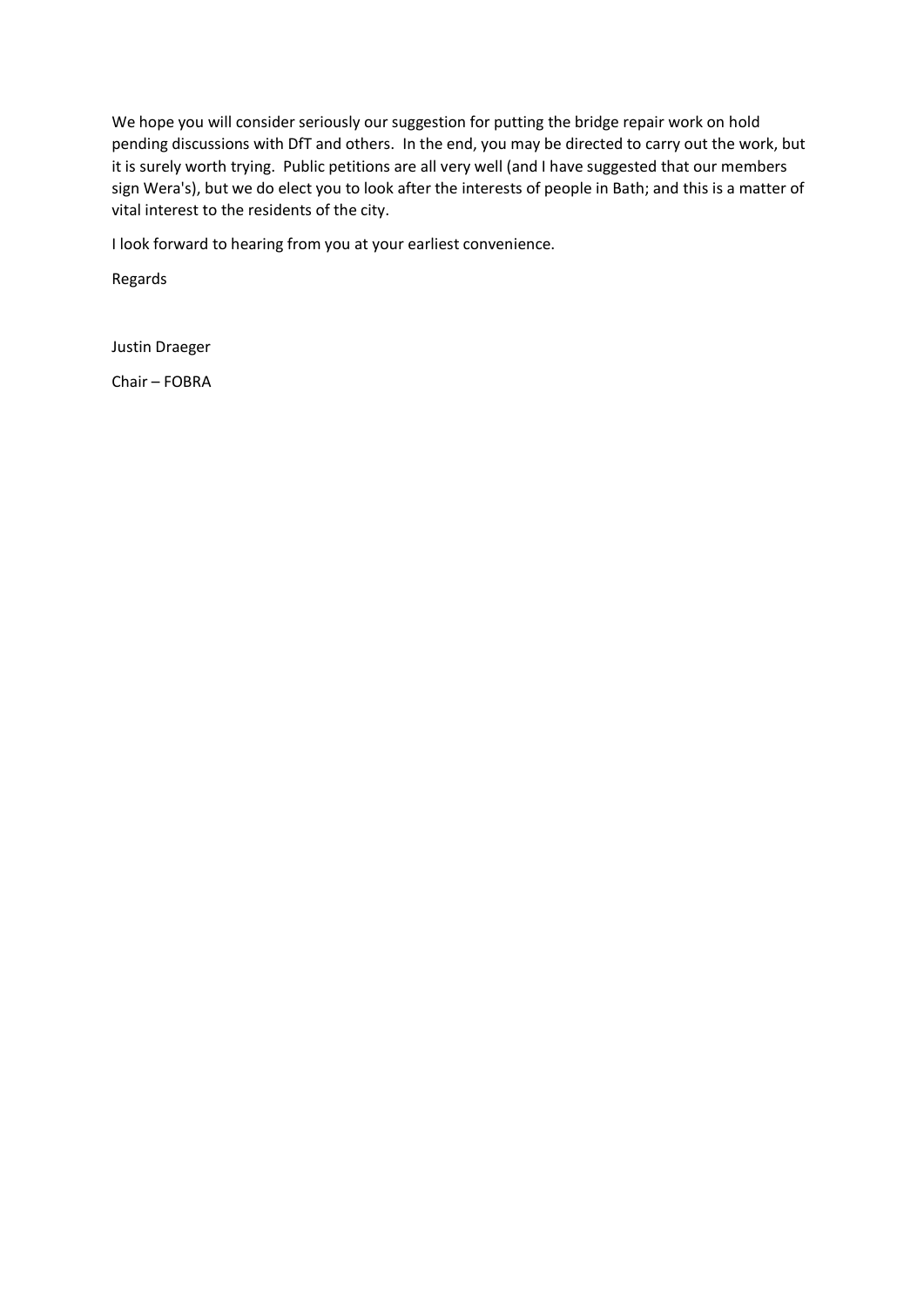We hope you will consider seriously our suggestion for putting the bridge repair work on hold pending discussions with DfT and others. In the end, you may be directed to carry out the work, but it is surely worth trying. Public petitions are all very well (and I have suggested that our members sign Wera's), but we do elect you to look after the interests of people in Bath; and this is a matter of vital interest to the residents of the city.

I look forward to hearing from you at your earliest convenience.

Regards

Justin Draeger

Chair – FOBRA